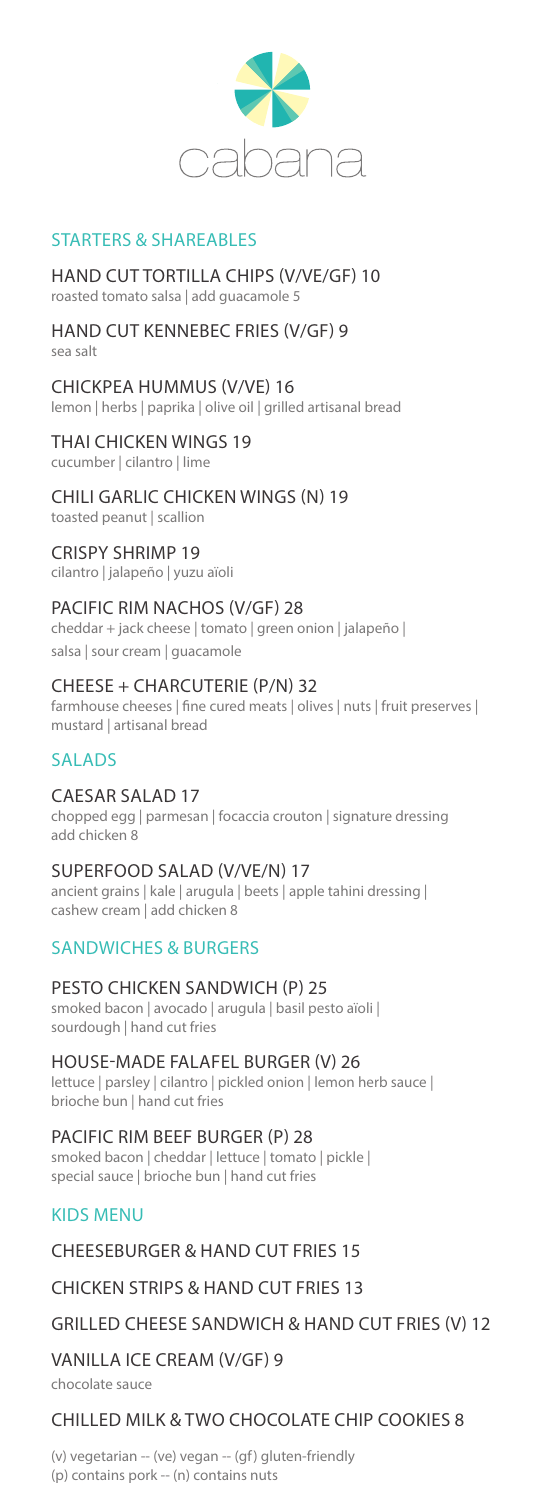# cabana

## STARTERS & SHAREABLES

### HAND CUT TORTILLA CHIPS (V/VE/GF) 10
roasted tomato salsa | add guacamole 5

### HAND CUT KENNEBEC FRIES (V/GF) 9
sea salt

### CHICKPEA HUMMUS (V/VE) 16
lemon | herbs | paprika | olive oil | grilled artisanal bread

### THAI CHICKEN WINGS 19
cucumber | cilantro | lime

### CHILI GARLIC CHICKEN WINGS (N) 19
toasted peanut | scallion

### CRISPY SHRIMP 19
cilantro | jalapeño | yuzu aïoli

### PACIFIC RIM NACHOS (V/GF) 28
cheddar + jack cheese | tomato | green onion | jalapeño | salsa | sour cream | guacamole

### CHEESE + CHARCUTERIE (P/N) 32
farmhouse cheeses | fine cured meats | olives | nuts | fruit preserves | mustard | artisanal bread

## SALADS

### CAESAR SALAD 17
chopped egg | parmesan | focaccia crouton | signature dressing
add chicken 8

### SUPERFOOD SALAD (V/VE/N) 17
ancient grains | kale | arugula | beets | apple tahini dressing | cashew cream | add chicken 8

## SANDWICHES & BURGERS

### PESTO CHICKEN SANDWICH (P) 25
smoked bacon | avocado | arugula | basil pesto aïoli | sourdough | hand cut fries

### HOUSE-MADE FALAFEL BURGER (V) 26
lettuce | parsley | cilantro | pickled onion | lemon herb sauce | brioche bun | hand cut fries

### PACIFIC RIM BEEF BURGER (P) 28
smoked bacon | cheddar | lettuce | tomato | pickle | special sauce | brioche bun | hand cut fries

## KIDS MENU

### CHEESEBURGER & HAND CUT FRIES 15

### CHICKEN STRIPS & HAND CUT FRIES 13

### GRILLED CHEESE SANDWICH & HAND CUT FRIES (V) 12

### VANILLA ICE CREAM (V/GF) 9
chocolate sauce

### CHILLED MILK & TWO CHOCOLATE CHIP COOKIES 8

(v) vegetarian -- (ve) vegan -- (gf) gluten-friendly
(p) contains pork -- (n) contains nuts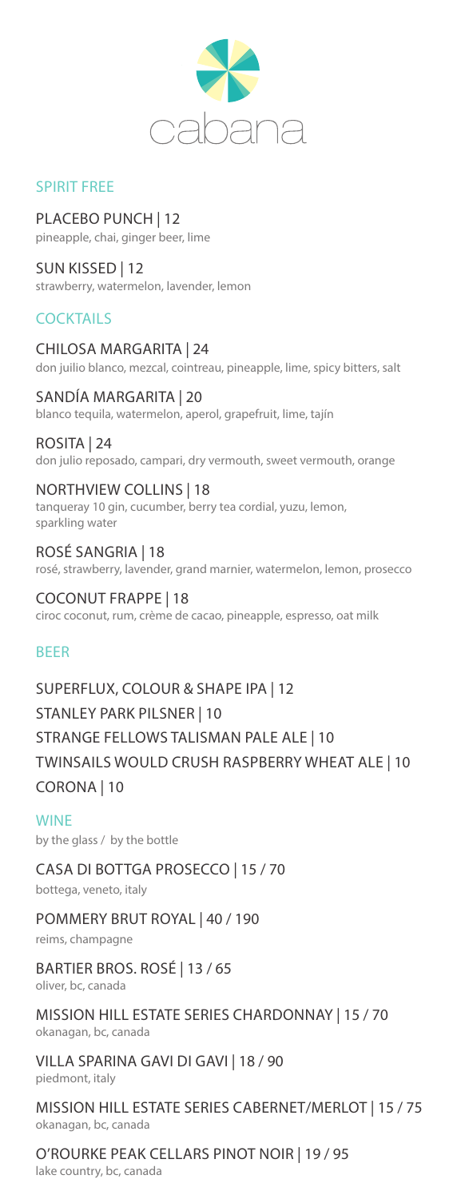# cabana

## SPIRIT FREE

PLACEBO PUNCH | 12
pineapple, chai, ginger beer, lime

SUN KISSED | 12
strawberry, watermelon, lavender, lemon

## COCKTAILS

CHILOSA MARGARITA | 24
don juilio blanco, mezcal, cointreau, pineapple, lime, spicy bitters, salt

SANDÍA MARGARITA | 20
blanco tequila, watermelon, aperol, grapefruit, lime, tajín

ROSITA | 24
don julio reposado, campari, dry vermouth, sweet vermouth, orange

NORTHVIEW COLLINS | 18
tanqueray 10 gin, cucumber, berry tea cordial, yuzu, lemon, sparkling water

ROSÉ SANGRIA | 18
rosé, strawberry, lavender, grand marnier, watermelon, lemon, prosecco

COCONUT FRAPPE | 18
ciroc coconut, rum, crème de cacao, pineapple, espresso, oat milk

## BEER

SUPERFLUX, COLOUR & SHAPE IPA | 12

STANLEY PARK PILSNER | 10

STRANGE FELLOWS TALISMAN PALE ALE | 10

TWINSAILS WOULD CRUSH RASPBERRY WHEAT ALE | 10

CORONA | 10

## WINE

by the glass / by the bottle

CASA DI BOTTGA PROSECCO | 15 / 70
bottega, veneto, italy

POMMERY BRUT ROYAL | 40 / 190
reims, champagne

BARTIER BROS. ROSÉ | 13 / 65
oliver, bc, canada

MISSION HILL ESTATE SERIES CHARDONNAY | 15 / 70
okanagan, bc, canada

VILLA SPARINA GAVI DI GAVI | 18 / 90
piedmont, italy

MISSION HILL ESTATE SERIES CABERNET/MERLOT | 15 / 75
okanagan, bc, canada

O'ROURKE PEAK CELLARS PINOT NOIR | 19 / 95
lake country, bc, canada